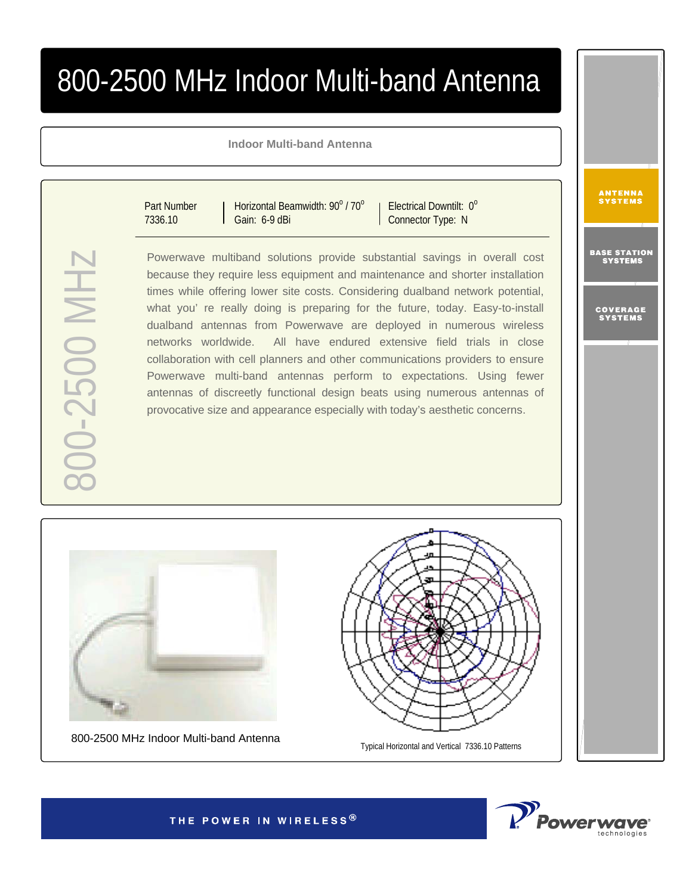# 800-2500 MHz Indoor Multi-band Antenna

**Indoor Multi-band Antenna**

| Part Number | Horizontal Beamwidth: 90° / 70° | Electrical Downtilt: 0° |
|---|---|---|
| 7336.10 | Gain: 6-9 dBi | Connector Type: N |

800-2500 MHz

Powerwave multiband solutions provide substantial savings in overall cost because they require less equipment and maintenance and shorter installation times while offering lower site costs. Considering dualband network potential, what you' re really doing is preparing for the future, today. Easy-to-install dualband antennas from Powerwave are deployed in numerous wireless networks worldwide. All have endured extensive field trials in close collaboration with cell planners and other communications providers to ensure Powerwave multi-band antennas perform to expectations. Using fewer antennas of discreetly functional design beats using numerous antennas of provocative size and appearance especially with today's aesthetic concerns.

800-2500 MHz Indoor Multi-band Antenna

Typical Horizontal and Vertical 7336.10 Patterns

ANTENNA SYSTEMS

BASE STATION SYSTEMS

COVERAGE SYSTEMS

THE POWER IN WIRELESS®

Powerwave technologies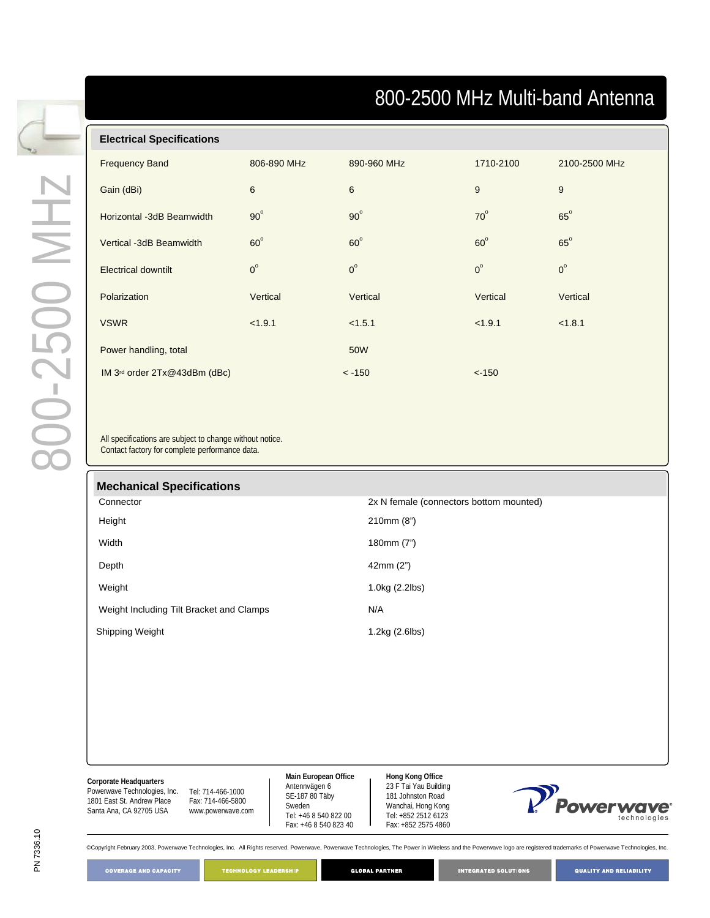# 800-2500 MHz Multi-band Antenna

800-2500 MHz

## Electrical Specifications

| | | | | |
|---|---|---|---|---|
| Frequency Band | 806-890 MHz | 890-960 MHz | 1710-2100 | 2100-2500 MHz |
| Gain (dBi) | 6 | 6 | 9 | 9 |
| Horizontal -3dB Beamwidth | 90° | 90° | 70° | 65° |
| Vertical -3dB Beamwidth | 60° | 60° | 60° | 65° |
| Electrical downtilt | 0° | 0° | 0° | 0° |
| Polarization | Vertical | Vertical | Vertical | Vertical |
| VSWR | <1.9.1 | <1.5.1 | <1.9.1 | <1.8.1 |
| Power handling, total | | 50W | | |
| IM 3rd order 2Tx@43dBm (dBc) | | < -150 | <-150 | |

All specifications are subject to change without notice.
Contact factory for complete performance data.

## Mechanical Specifications

| | |
|---|---|
| Connector | 2x N female (connectors bottom mounted) |
| Height | 210mm (8") |
| Width | 180mm (7") |
| Depth | 42mm (2") |
| Weight | 1.0kg (2.2lbs) |
| Weight Including Tilt Bracket and Clamps | N/A |
| Shipping Weight | 1.2kg (2.6lbs) |

**Corporate Headquarters**
Powerwave Technologies, Inc.
1801 East St. Andrew Place
Santa Ana, CA 92705 USA
Tel: 714-466-1000
Fax: 714-466-5800
www.powerwave.com

**Main European Office**
Antennvägen 6
SE-187 80 Täby
Sweden
Tel: +46 8 540 822 00
Fax: +46 8 540 823 40

**Hong Kong Office**
23 F Tai Yau Building
181 Johnston Road
Wanchai, Hong Kong
Tel: +852 2512 6123
Fax: +852 2575 4860

Powerwave technologies

©Copyright February 2003, Powerwave Technologies, Inc. All Rights reserved. Powerwave, Powerwave Technologies, The Power in Wireless and the Powerwave logo are registered trademarks of Powerwave Technologies, Inc.

COVERAGE AND CAPACITY | TECHNOLOGY LEADERSHIP | GLOBAL PARTNER | INTEGRATED SOLUTIONS | QUALITY AND RELIABILITY

PN 7336.10